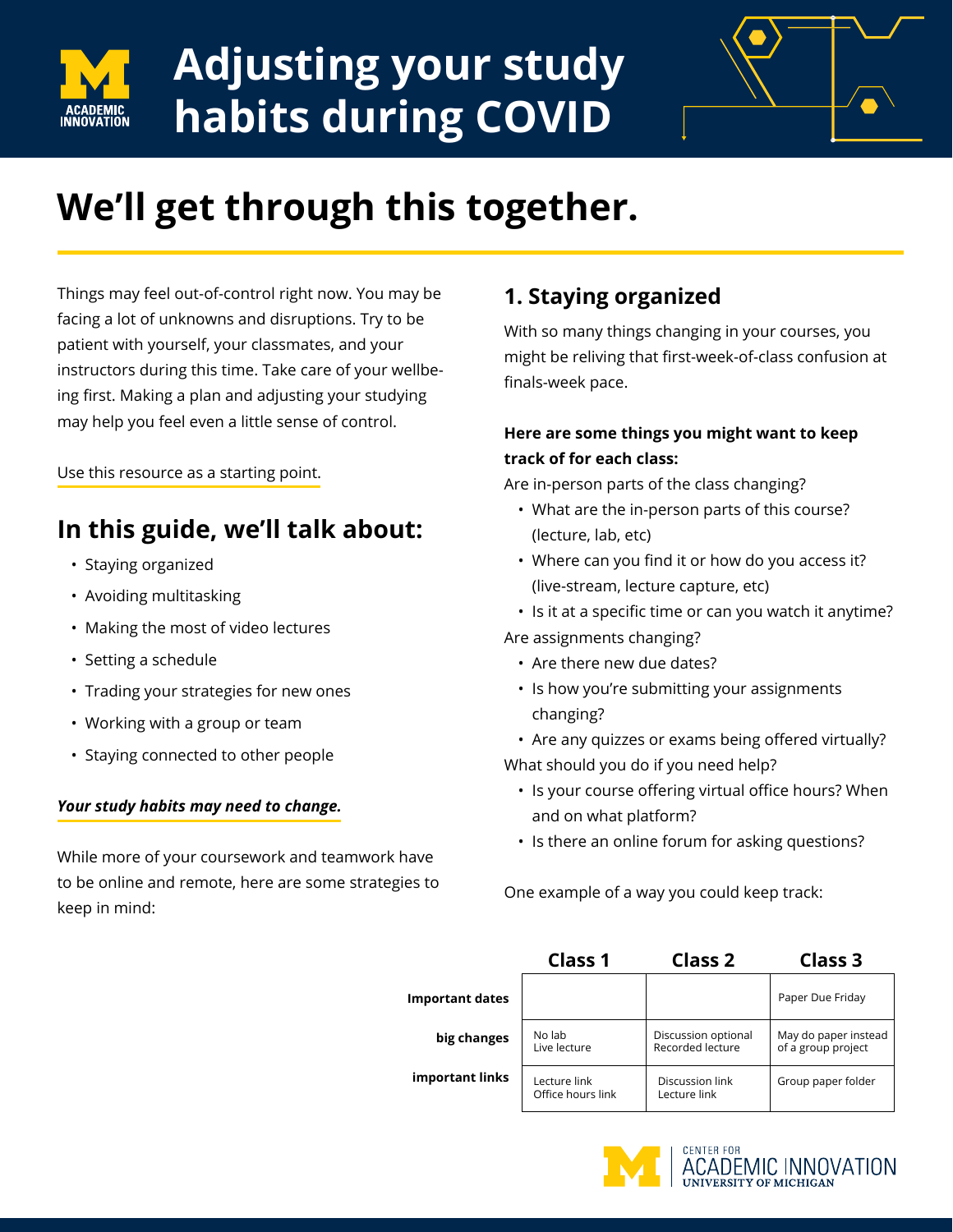# Adjusting your study habits during COVID

## We'll get through this together.

Things may feel out-of-control right now. You may be facing a lot of unknowns and disruptions. Try to be patient with yourself, your classmates, and your instructors during this time. Take care of your wellbeing first. Making a plan and adjusting your studying may help you feel even a little sense of control.

Use this resource as a starting point.

## In this guide, we'll talk about:

- Staying organized
- Avoiding multitasking
- Making the most of video lectures
- Setting a schedule
- Trading your strategies for new ones
- Working with a group or team
- Staying connected to other people

***Your study habits may need to change.***

While more of your coursework and teamwork have to be online and remote, here are some strategies to keep in mind:

## 1. Staying organized

With so many things changing in your courses, you might be reliving that first-week-of-class confusion at finals-week pace.

**Here are some things you might want to keep track of for each class:**

Are in-person parts of the class changing?

- What are the in-person parts of this course? (lecture, lab, etc)
- Where can you find it or how do you access it? (live-stream, lecture capture, etc)
- Is it at a specific time or can you watch it anytime?

Are assignments changing?

- Are there new due dates?
- Is how you're submitting your assignments changing?
- Are any quizzes or exams being offered virtually?

What should you do if you need help?

- Is your course offering virtual office hours? When and on what platform?
- Is there an online forum for asking questions?

One example of a way you could keep track:

| | Class 1 | Class 2 | Class 3 |
|---|---|---|---|
| **Important dates** | | | Paper Due Friday |
| **big changes** | No lab<br>Live lecture | Discussion optional<br>Recorded lecture | May do paper instead of a group project |
| **important links** | Lecture link<br>Office hours link | Discussion link<br>Lecture link | Group paper folder |

CENTER FOR ACADEMIC INNOVATION
UNIVERSITY OF MICHIGAN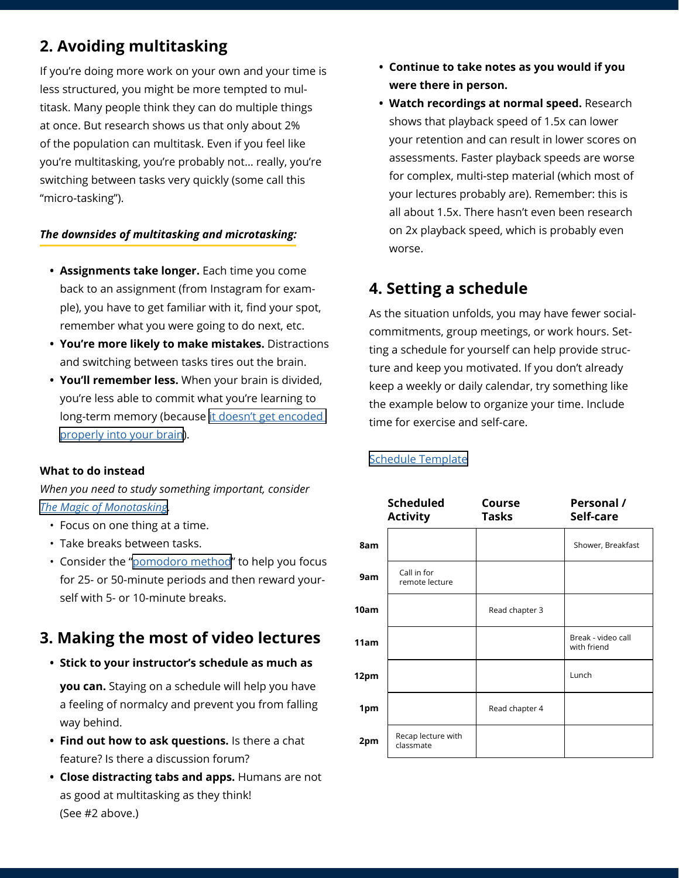## 2. Avoiding multitasking

If you're doing more work on your own and your time is less structured, you might be more tempted to multitask. Many people think they can do multiple things at once. But research shows us that only about 2% of the population can multitask. Even if you feel like you're multitasking, you're probably not... really, you're switching between tasks very quickly (some call this "micro-tasking").

***The downsides of multitasking and microtasking:***

- **Assignments take longer.** Each time you come back to an assignment (from Instagram for example), you have to get familiar with it, find your spot, remember what you were going to do next, etc.
- **You're more likely to make mistakes.** Distractions and switching between tasks tires out the brain.
- **You'll remember less.** When your brain is divided, you're less able to commit what you're learning to long-term memory (because it doesn't get encoded properly into your brain).

**What to do instead**

*When you need to study something important, consider The Magic of Monotasking.*

- Focus on one thing at a time.
- Take breaks between tasks.
- Consider the "pomodoro method" to help you focus for 25- or 50-minute periods and then reward yourself with 5- or 10-minute breaks.

## 3. Making the most of video lectures

- **Stick to your instructor's schedule as much as you can.** Staying on a schedule will help you have a feeling of normalcy and prevent you from falling way behind.
- **Find out how to ask questions.** Is there a chat feature? Is there a discussion forum?
- **Close distracting tabs and apps.** Humans are not as good at multitasking as they think! (See #2 above.)
- **Continue to take notes as you would if you were there in person.**
- **Watch recordings at normal speed.** Research shows that playback speed of 1.5x can lower your retention and can result in lower scores on assessments. Faster playback speeds are worse for complex, multi-step material (which most of your lectures probably are). Remember: this is all about 1.5x. There hasn't even been research on 2x playback speed, which is probably even worse.

## 4. Setting a schedule

As the situation unfolds, you may have fewer social-commitments, group meetings, or work hours. Setting a schedule for yourself can help provide structure and keep you motivated. If you don't already keep a weekly or daily calendar, try something like the example below to organize your time. Include time for exercise and self-care.

Schedule Template

| | Scheduled Activity | Course Tasks | Personal / Self-care |
|---|---|---|---|
| 8am | | | Shower, Breakfast |
| 9am | Call in for remote lecture | | |
| 10am | | Read chapter 3 | |
| 11am | | | Break - video call with friend |
| 12pm | | | Lunch |
| 1pm | | Read chapter 4 | |
| 2pm | Recap lecture with classmate | | |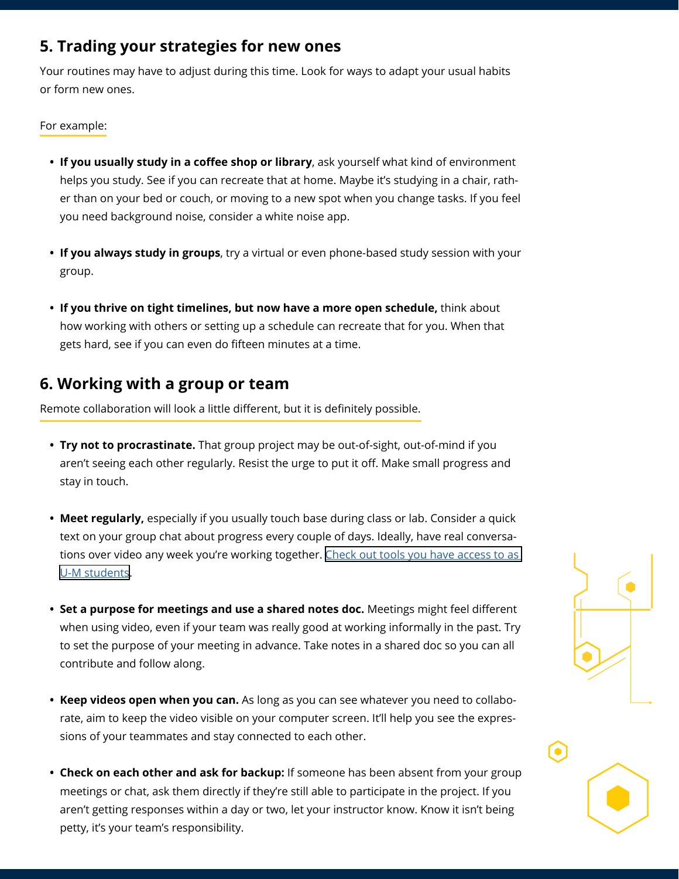## 5. Trading your strategies for new ones

Your routines may have to adjust during this time. Look for ways to adapt your usual habits or form new ones.

For example:

- **If you usually study in a coffee shop or library**, ask yourself what kind of environment helps you study. See if you can recreate that at home. Maybe it's studying in a chair, rather than on your bed or couch, or moving to a new spot when you change tasks. If you feel you need background noise, consider a white noise app.
- **If you always study in groups**, try a virtual or even phone-based study session with your group.
- **If you thrive on tight timelines, but now have a more open schedule,** think about how working with others or setting up a schedule can recreate that for you. When that gets hard, see if you can even do fifteen minutes at a time.

## 6. Working with a group or team

Remote collaboration will look a little different, but it is definitely possible.

- **Try not to procrastinate.** That group project may be out-of-sight, out-of-mind if you aren't seeing each other regularly. Resist the urge to put it off. Make small progress and stay in touch.
- **Meet regularly,** especially if you usually touch base during class or lab. Consider a quick text on your group chat about progress every couple of days. Ideally, have real conversations over video any week you're working together. Check out tools you have access to as U-M students.
- **Set a purpose for meetings and use a shared notes doc.** Meetings might feel different when using video, even if your team was really good at working informally in the past. Try to set the purpose of your meeting in advance. Take notes in a shared doc so you can all contribute and follow along.
- **Keep videos open when you can.** As long as you can see whatever you need to collaborate, aim to keep the video visible on your computer screen. It'll help you see the expressions of your teammates and stay connected to each other.
- **Check on each other and ask for backup:** If someone has been absent from your group meetings or chat, ask them directly if they're still able to participate in the project. If you aren't getting responses within a day or two, let your instructor know. Know it isn't being petty, it's your team's responsibility.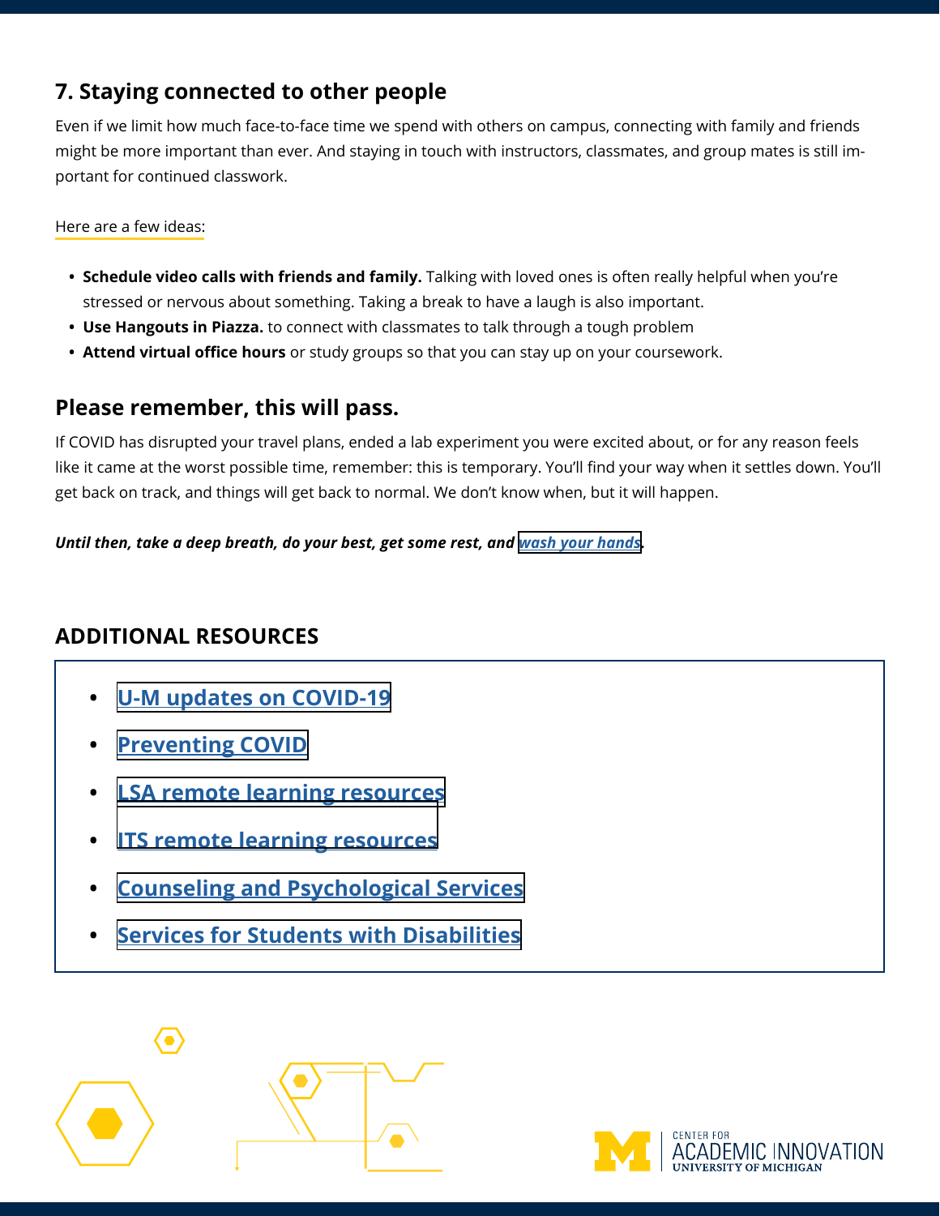## 7. Staying connected to other people

Even if we limit how much face-to-face time we spend with others on campus, connecting with family and friends might be more important than ever. And staying in touch with instructors, classmates, and group mates is still important for continued classwork.

Here are a few ideas:

- **Schedule video calls with friends and family.** Talking with loved ones is often really helpful when you're stressed or nervous about something. Taking a break to have a laugh is also important.
- **Use Hangouts in Piazza.** to connect with classmates to talk through a tough problem
- **Attend virtual office hours** or study groups so that you can stay up on your coursework.

## Please remember, this will pass.

If COVID has disrupted your travel plans, ended a lab experiment you were excited about, or for any reason feels like it came at the worst possible time, remember: this is temporary. You'll find your way when it settles down. You'll get back on track, and things will get back to normal. We don't know when, but it will happen.

***Until then, take a deep breath, do your best, get some rest, and wash your hands.***

## ADDITIONAL RESOURCES

- U-M updates on COVID-19
- Preventing COVID
- LSA remote learning resources
- ITS remote learning resources
- Counseling and Psychological Services
- Services for Students with Disabilities

CENTER FOR ACADEMIC INNOVATION
UNIVERSITY OF MICHIGAN